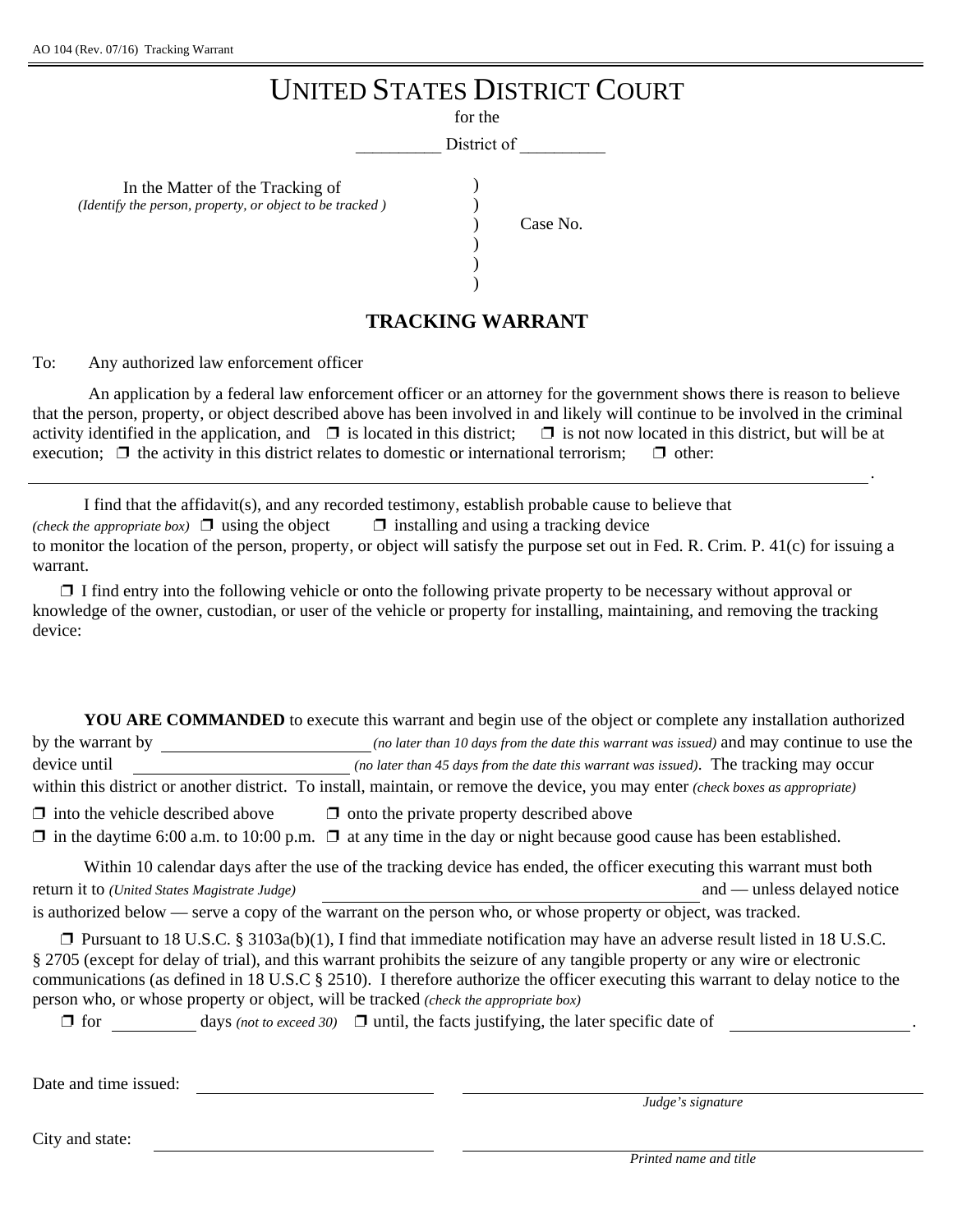AO 104 (Rev. 07/16) Tracking Warrant

# UNITED STATES DISTRICT COURT

for the

\_\_\_\_\_\_\_\_\_\_ District of \_\_\_\_\_\_\_\_\_\_

In the Matter of the Tracking of
*(Identify the person, property, or object to be tracked )*

Case No.

## TRACKING WARRANT

To: Any authorized law enforcement officer

An application by a federal law enforcement officer or an attorney for the government shows there is reason to believe that the person, property, or object described above has been involved in and likely will continue to be involved in the criminal activity identified in the application, and ❒ is located in this district; ❒ is not now located in this district, but will be at execution; ❒ the activity in this district relates to domestic or international terrorism; ❒ other: \_\_\_\_\_\_\_\_\_\_\_\_\_\_\_\_\_\_\_\_\_\_\_\_\_\_\_\_\_\_\_\_\_\_\_\_\_\_\_\_\_\_\_\_\_\_\_\_\_\_\_\_\_\_\_\_\_\_\_\_\_\_\_\_\_\_\_\_\_\_ .

I find that the affidavit(s), and any recorded testimony, establish probable cause to believe that *(check the appropriate box)* ❒ using the object ❒ installing and using a tracking device to monitor the location of the person, property, or object will satisfy the purpose set out in Fed. R. Crim. P. 41(c) for issuing a warrant.

❒ I find entry into the following vehicle or onto the following private property to be necessary without approval or knowledge of the owner, custodian, or user of the vehicle or property for installing, maintaining, and removing the tracking device:

**YOU ARE COMMANDED** to execute this warrant and begin use of the object or complete any installation authorized by the warrant by \_\_\_\_\_\_\_\_\_\_\_\_\_\_\_\_\_\_\_\_ *(no later than 10 days from the date this warrant was issued)* and may continue to use the device until \_\_\_\_\_\_\_\_\_\_\_\_\_\_\_\_\_\_\_\_ *(no later than 45 days from the date this warrant was issued)*. The tracking may occur within this district or another district. To install, maintain, or remove the device, you may enter *(check boxes as appropriate)*

❒ into the vehicle described above ❒ onto the private property described above

❒ in the daytime 6:00 a.m. to 10:00 p.m. ❒ at any time in the day or night because good cause has been established.

Within 10 calendar days after the use of the tracking device has ended, the officer executing this warrant must both return it to *(United States Magistrate Judge)* \_\_\_\_\_\_\_\_\_\_\_\_\_\_\_\_\_\_\_\_\_\_\_\_\_\_\_\_\_\_\_\_ and — unless delayed notice is authorized below — serve a copy of the warrant on the person who, or whose property or object, was tracked.

❒ Pursuant to 18 U.S.C. § 3103a(b)(1), I find that immediate notification may have an adverse result listed in 18 U.S.C. § 2705 (except for delay of trial), and this warrant prohibits the seizure of any tangible property or any wire or electronic communications (as defined in 18 U.S.C § 2510). I therefore authorize the officer executing this warrant to delay notice to the person who, or whose property or object, will be tracked *(check the appropriate box)*

❒ for \_\_\_\_\_\_\_\_ days *(not to exceed 30)* ❒ until, the facts justifying, the later specific date of \_\_\_\_\_\_\_\_\_\_\_\_\_\_\_\_ .

Date and time issued: \_\_\_\_\_\_\_\_\_\_\_\_\_\_\_\_\_\_\_\_ \_\_\_\_\_\_\_\_\_\_\_\_\_\_\_\_\_\_\_\_\_\_\_\_\_\_\_\_\_\_
*Judge's signature*

City and state: \_\_\_\_\_\_\_\_\_\_\_\_\_\_\_\_\_\_\_\_ \_\_\_\_\_\_\_\_\_\_\_\_\_\_\_\_\_\_\_\_\_\_\_\_\_\_\_\_\_\_
*Printed name and title*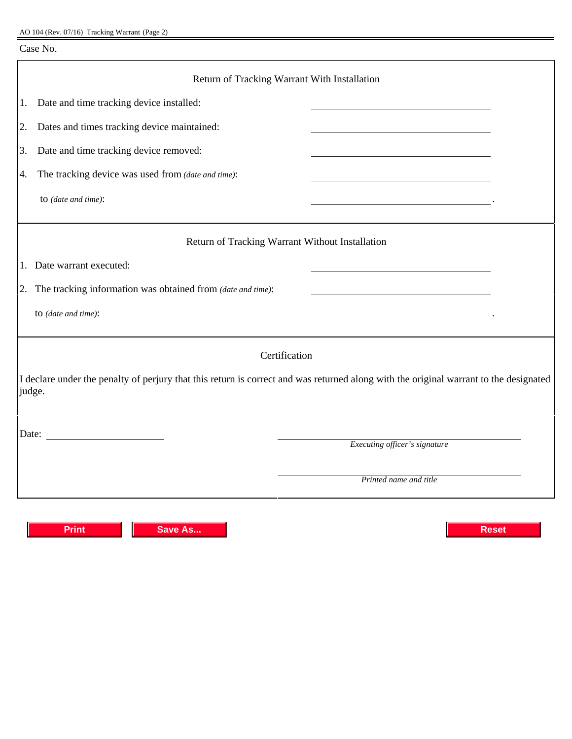Case No.

## Return of Tracking Warrant With Installation

1. Date and time tracking device installed: ____________________
2. Dates and times tracking device maintained: ____________________
3. Date and time tracking device removed: ____________________
4. The tracking device was used from *(date and time)*: ____________________

   to *(date and time)*: ____________________ .

## Return of Tracking Warrant Without Installation

1. Date warrant executed: ____________________
2. The tracking information was obtained from *(date and time)*: ____________________

   to *(date and time)*: ____________________ .

## Certification

I declare under the penalty of perjury that this return is correct and was returned along with the original warrant to the designated judge.

Date: ____________________

____________________
*Executing officer's signature*

____________________
*Printed name and title*

Print | Save As... | Reset